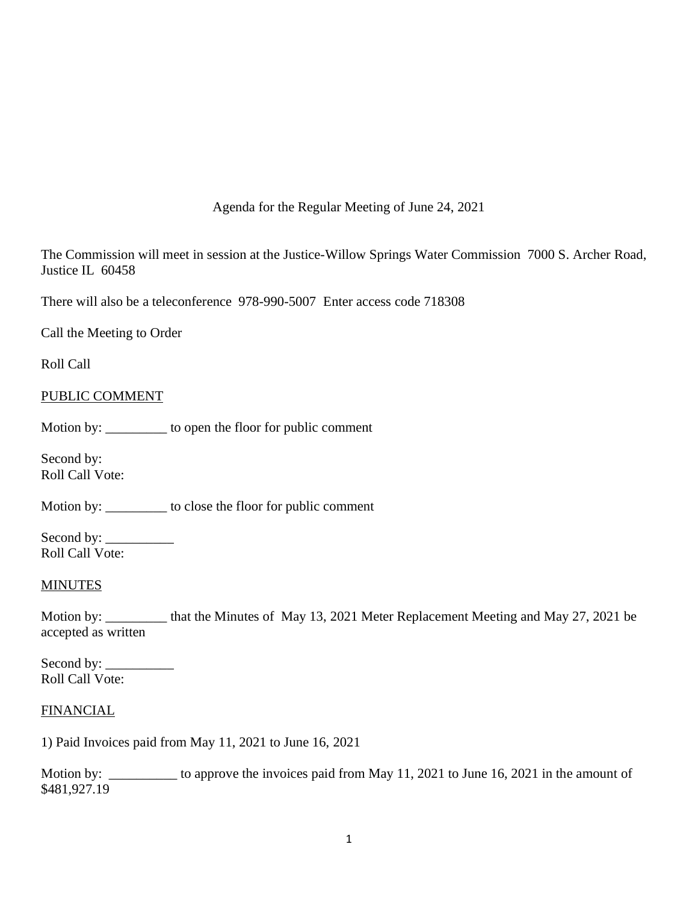# Agenda for the Regular Meeting of June 24, 2021

The Commission will meet in session at the Justice-Willow Springs Water Commission 7000 S. Archer Road, Justice IL 60458

There will also be a teleconference 978-990-5007 Enter access code 718308

Call the Meeting to Order

Roll Call

## PUBLIC COMMENT

Motion by: _________ to open the floor for public comment

Second by:
Roll Call Vote:

Motion by: _________ to close the floor for public comment

Second by: __________
Roll Call Vote:

## MINUTES

Motion by: _________ that the Minutes of May 13, 2021 Meter Replacement Meeting and May 27, 2021 be accepted as written

Second by: __________
Roll Call Vote:

## FINANCIAL

1) Paid Invoices paid from May 11, 2021 to June 16, 2021

Motion by: __________ to approve the invoices paid from May 11, 2021 to June 16, 2021 in the amount of $481,927.19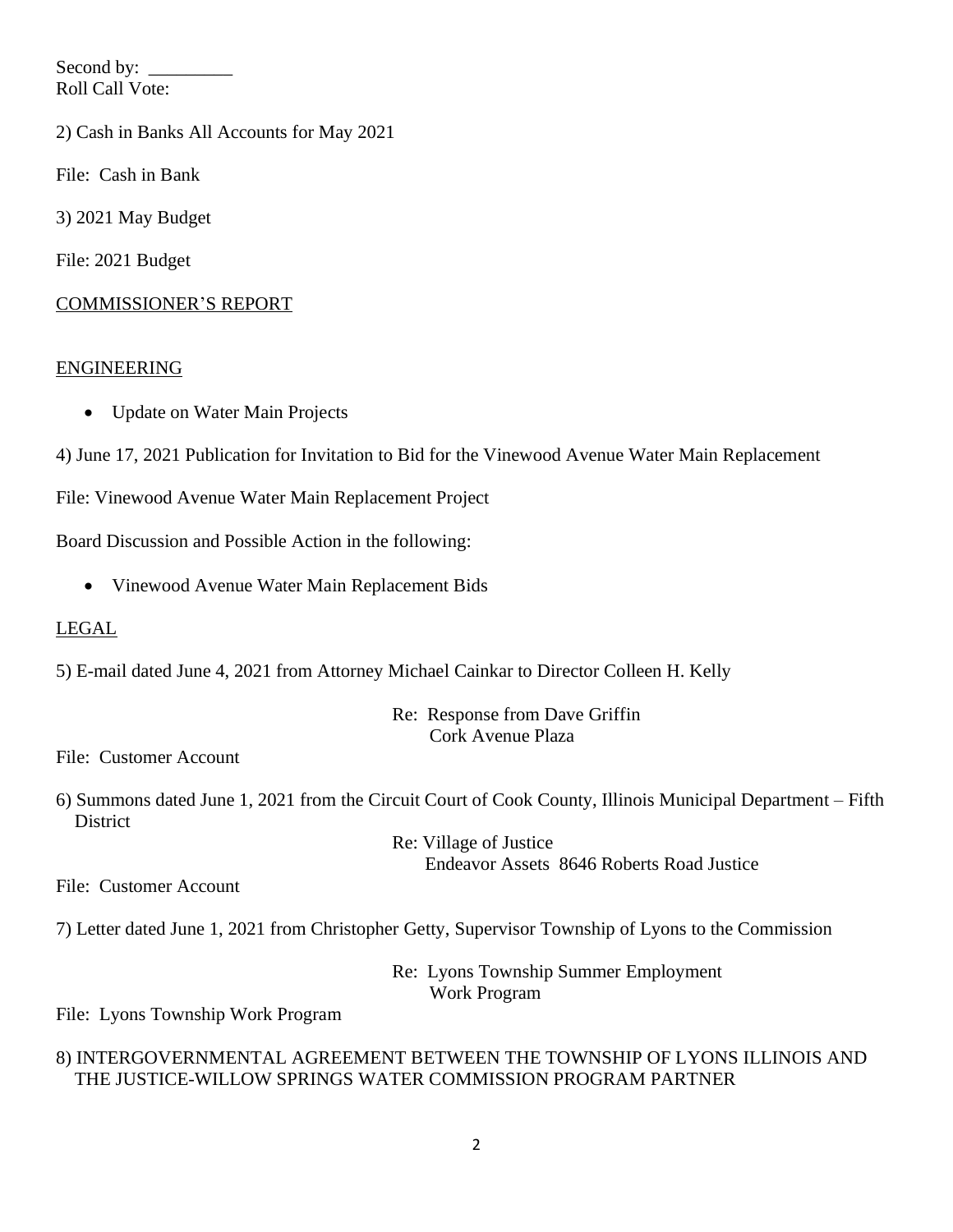Second by: _________
Roll Call Vote:

2) Cash in Banks All Accounts for May 2021

File: Cash in Bank

3) 2021 May Budget

File: 2021 Budget

COMMISSIONER'S REPORT

ENGINEERING

- Update on Water Main Projects

4) June 17, 2021 Publication for Invitation to Bid for the Vinewood Avenue Water Main Replacement

File: Vinewood Avenue Water Main Replacement Project

Board Discussion and Possible Action in the following:

- Vinewood Avenue Water Main Replacement Bids

LEGAL

5) E-mail dated June 4, 2021 from Attorney Michael Cainkar to Director Colleen H. Kelly

Re: Response from Dave Griffin
Cork Avenue Plaza

File: Customer Account

6) Summons dated June 1, 2021 from the Circuit Court of Cook County, Illinois Municipal Department – Fifth District

Re: Village of Justice
Endeavor Assets 8646 Roberts Road Justice

File: Customer Account

7) Letter dated June 1, 2021 from Christopher Getty, Supervisor Township of Lyons to the Commission

Re: Lyons Township Summer Employment
Work Program

File: Lyons Township Work Program

8) INTERGOVERNMENTAL AGREEMENT BETWEEN THE TOWNSHIP OF LYONS ILLINOIS AND THE JUSTICE-WILLOW SPRINGS WATER COMMISSION PROGRAM PARTNER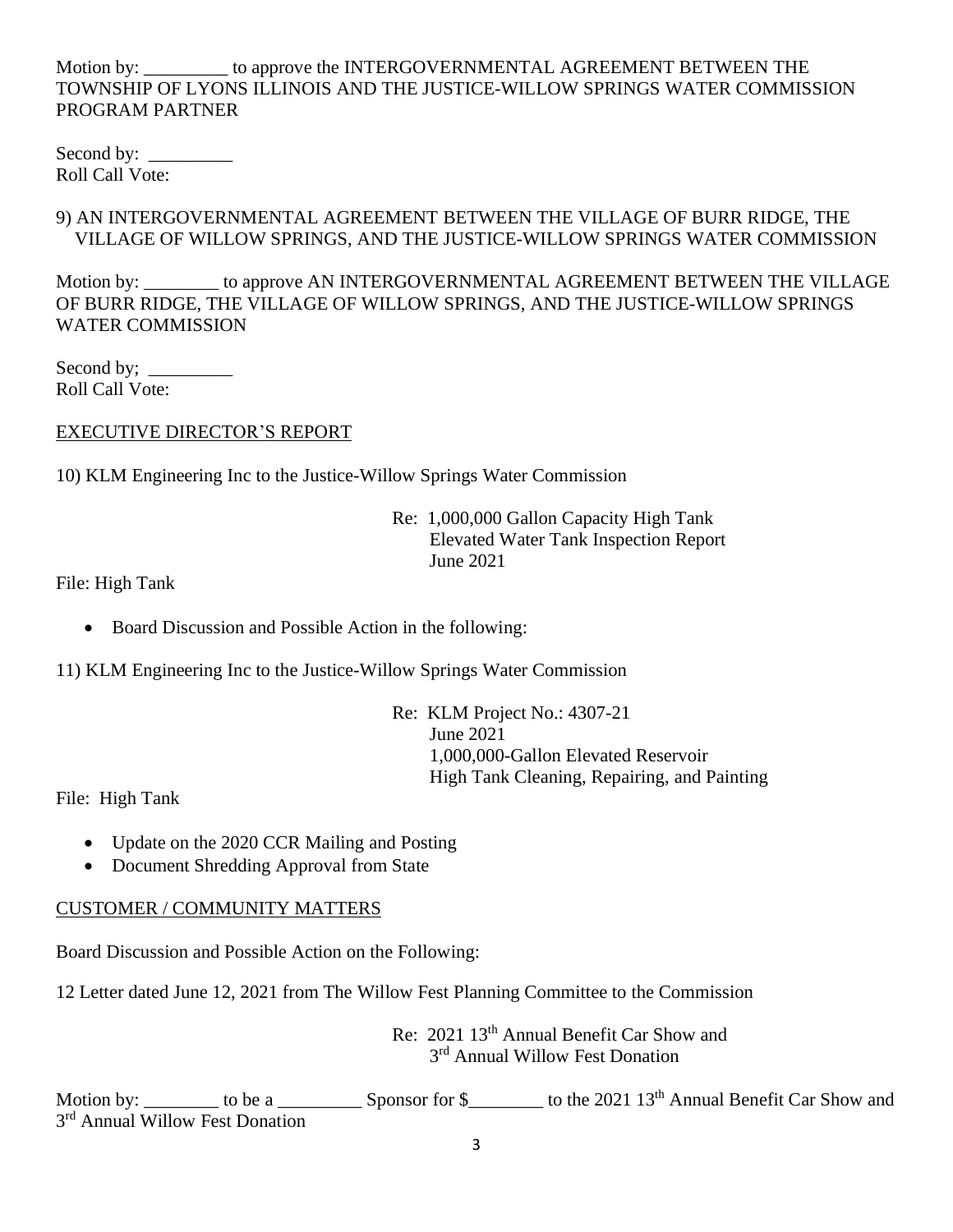Motion by: _________ to approve the INTERGOVERNMENTAL AGREEMENT BETWEEN THE TOWNSHIP OF LYONS ILLINOIS AND THE JUSTICE-WILLOW SPRINGS WATER COMMISSION PROGRAM PARTNER

Second by: _________
Roll Call Vote:

9) AN INTERGOVERNMENTAL AGREEMENT BETWEEN THE VILLAGE OF BURR RIDGE, THE VILLAGE OF WILLOW SPRINGS, AND THE JUSTICE-WILLOW SPRINGS WATER COMMISSION

Motion by: ________ to approve AN INTERGOVERNMENTAL AGREEMENT BETWEEN THE VILLAGE OF BURR RIDGE, THE VILLAGE OF WILLOW SPRINGS, AND THE JUSTICE-WILLOW SPRINGS WATER COMMISSION

Second by; _________
Roll Call Vote:

EXECUTIVE DIRECTOR'S REPORT

10) KLM Engineering Inc to the Justice-Willow Springs Water Commission

Re: 1,000,000 Gallon Capacity High Tank
Elevated Water Tank Inspection Report
June 2021

File: High Tank

- Board Discussion and Possible Action in the following:

11) KLM Engineering Inc to the Justice-Willow Springs Water Commission

Re: KLM Project No.: 4307-21
June 2021
1,000,000-Gallon Elevated Reservoir
High Tank Cleaning, Repairing, and Painting

File: High Tank

- Update on the 2020 CCR Mailing and Posting
- Document Shredding Approval from State

CUSTOMER / COMMUNITY MATTERS

Board Discussion and Possible Action on the Following:

12 Letter dated June 12, 2021 from The Willow Fest Planning Committee to the Commission

Re: 2021 13th Annual Benefit Car Show and
3rd Annual Willow Fest Donation

Motion by: ________ to be a _________ Sponsor for $________ to the 2021 13th Annual Benefit Car Show and 3rd Annual Willow Fest Donation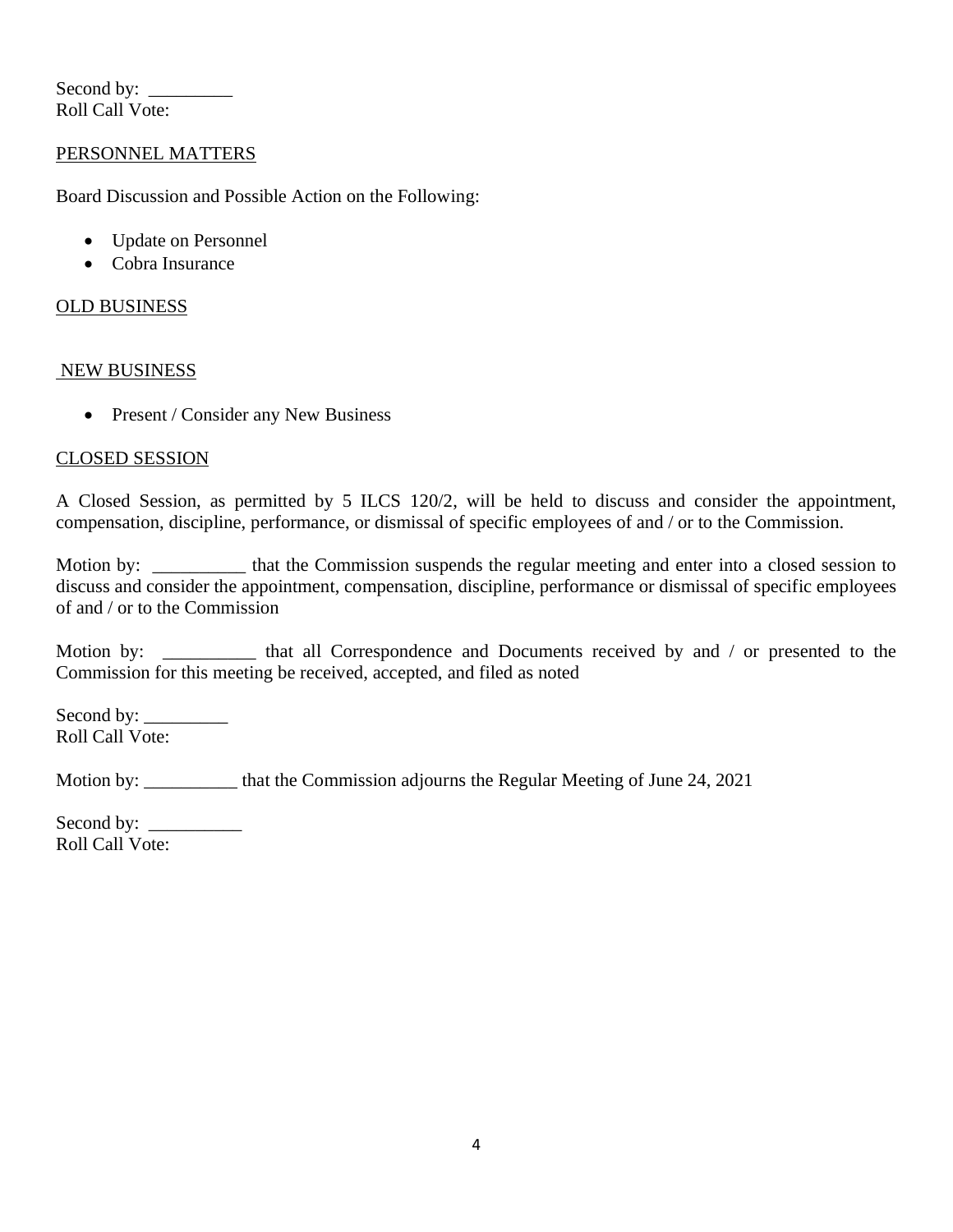Second by: _________
Roll Call Vote:

PERSONNEL MATTERS

Board Discussion and Possible Action on the Following:

- Update on Personnel
- Cobra Insurance

OLD BUSINESS

NEW BUSINESS

- Present / Consider any New Business

CLOSED SESSION

A Closed Session, as permitted by 5 ILCS 120/2, will be held to discuss and consider the appointment, compensation, discipline, performance, or dismissal of specific employees of and / or to the Commission.

Motion by: __________ that the Commission suspends the regular meeting and enter into a closed session to discuss and consider the appointment, compensation, discipline, performance or dismissal of specific employees of and / or to the Commission

Motion by: __________ that all Correspondence and Documents received by and / or presented to the Commission for this meeting be received, accepted, and filed as noted

Second by: _________
Roll Call Vote:

Motion by: __________ that the Commission adjourns the Regular Meeting of June 24, 2021

Second by: __________
Roll Call Vote: